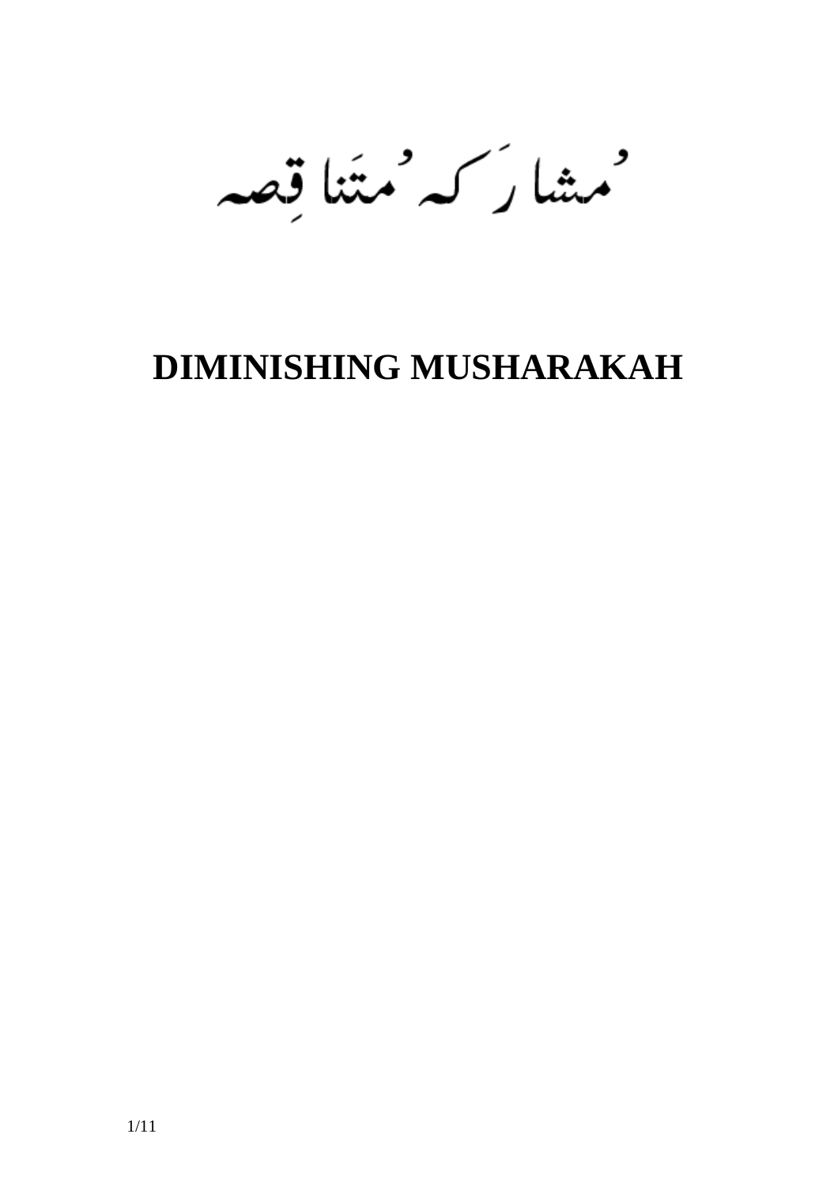مُشارَکہ مُتَناقِصہ

# DIMINISHING MUSHARAKAH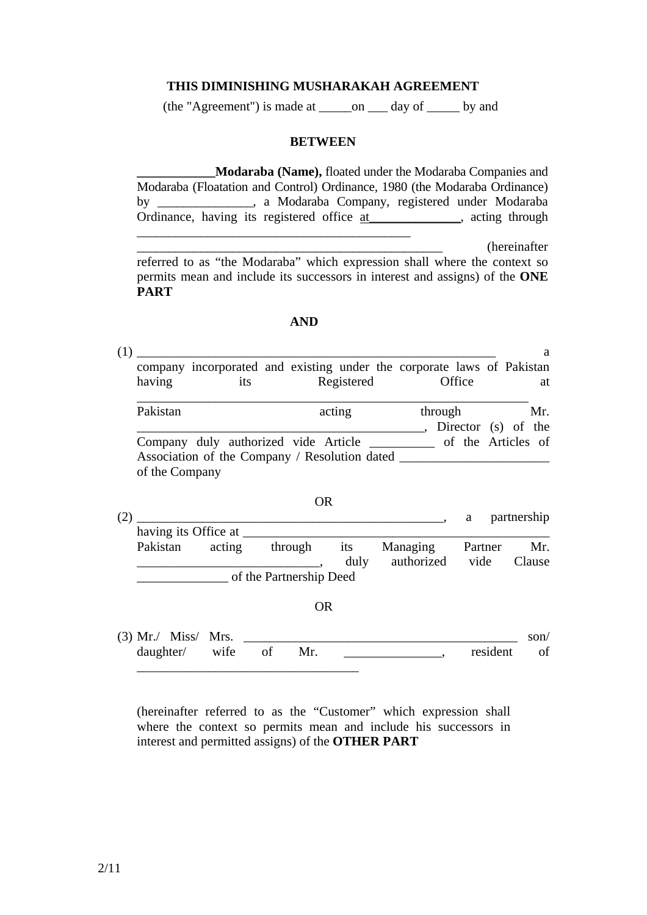**THIS DIMINISHING MUSHARAKAH AGREEMENT**

(the "Agreement") is made at _____on ___ day of _____ by and

**BETWEEN**

**____________Modaraba (Name),** floated under the Modaraba Companies and Modaraba (Floatation and Control) Ordinance, 1980 (the Modaraba Ordinance) by _______________, a Modaraba Company, registered under Modaraba Ordinance, having its registered office at_______________, acting through _____________________________________________ _________________________________________________ (hereinafter referred to as "the Modaraba" which expression shall where the context so permits mean and include its successors in interest and assigns) of the **ONE PART**

**AND**

(1) ___________________________________________________________ a company incorporated and existing under the corporate laws of Pakistan having its Registered Office at _________________________________________________________________ Pakistan acting through Mr. ____________________________________________, Director (s) of the Company duly authorized vide Article __________ of the Articles of Association of the Company / Resolution dated _______________________ of the Company

OR

(2) __________________________________________________, a partnership having its Office at __________________________________________________ Pakistan acting through its Managing Partner Mr. ____________________________, duly authorized vide Clause ______________ of the Partnership Deed

OR

(3) Mr./ Miss/ Mrs. _____________________________________________ son/ daughter/ wife of Mr. _______________, resident of ____________________________________

(hereinafter referred to as the "Customer" which expression shall where the context so permits mean and include his successors in interest and permitted assigns) of the **OTHER PART**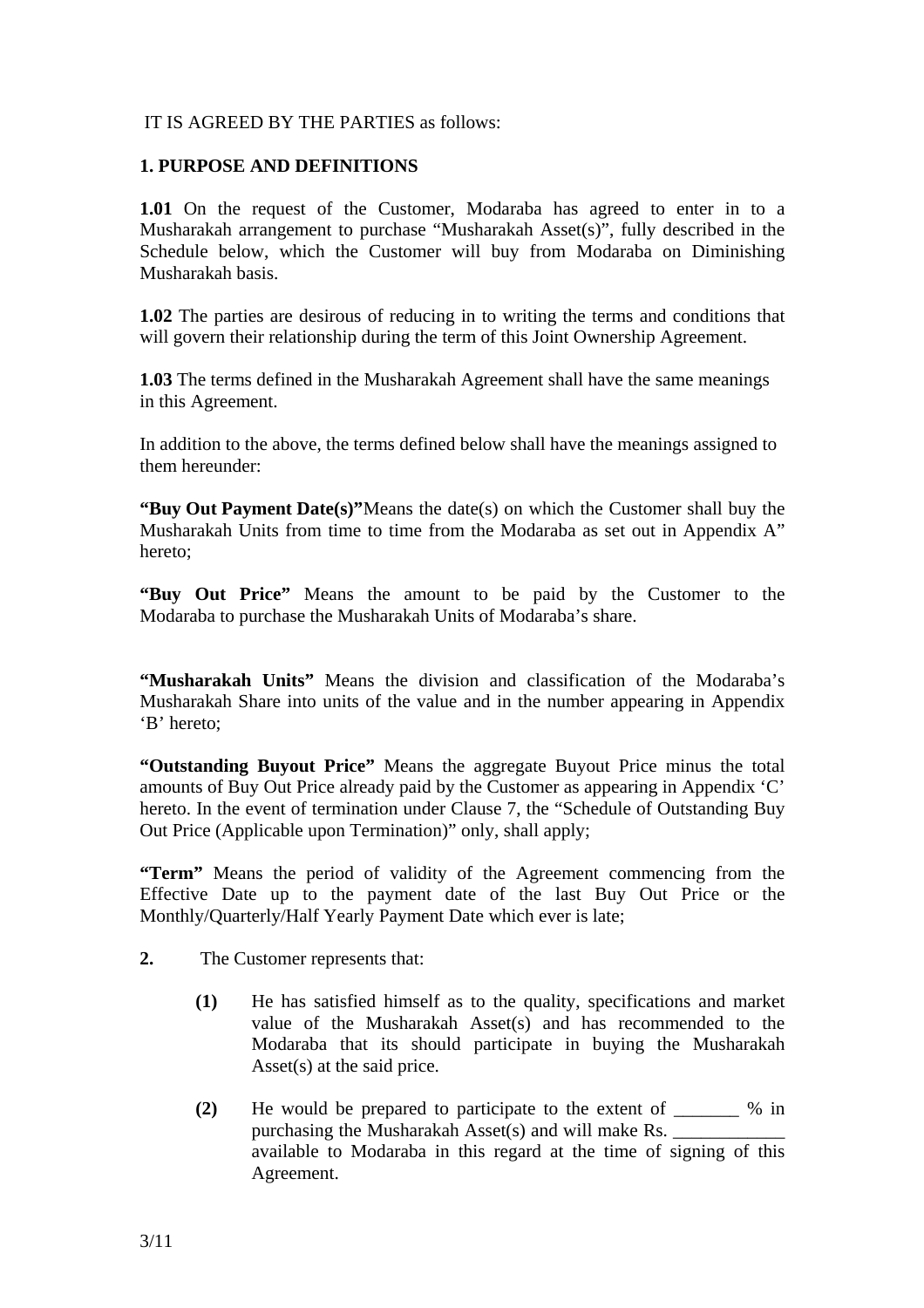IT IS AGREED BY THE PARTIES as follows:

**1. PURPOSE AND DEFINITIONS**

**1.01** On the request of the Customer, Modaraba has agreed to enter in to a Musharakah arrangement to purchase "Musharakah Asset(s)", fully described in the Schedule below, which the Customer will buy from Modaraba on Diminishing Musharakah basis.

**1.02** The parties are desirous of reducing in to writing the terms and conditions that will govern their relationship during the term of this Joint Ownership Agreement.

**1.03** The terms defined in the Musharakah Agreement shall have the same meanings in this Agreement.

In addition to the above, the terms defined below shall have the meanings assigned to them hereunder:

**"Buy Out Payment Date(s)"**Means the date(s) on which the Customer shall buy the Musharakah Units from time to time from the Modaraba as set out in Appendix A" hereto;

**"Buy Out Price"** Means the amount to be paid by the Customer to the Modaraba to purchase the Musharakah Units of Modaraba's share.

**"Musharakah Units"** Means the division and classification of the Modaraba's Musharakah Share into units of the value and in the number appearing in Appendix 'B' hereto;

**"Outstanding Buyout Price"** Means the aggregate Buyout Price minus the total amounts of Buy Out Price already paid by the Customer as appearing in Appendix 'C' hereto. In the event of termination under Clause 7, the "Schedule of Outstanding Buy Out Price (Applicable upon Termination)" only, shall apply;

**"Term"** Means the period of validity of the Agreement commencing from the Effective Date up to the payment date of the last Buy Out Price or the Monthly/Quarterly/Half Yearly Payment Date which ever is late;

**2.** The Customer represents that:

**(1)** He has satisfied himself as to the quality, specifications and market value of the Musharakah Asset(s) and has recommended to the Modaraba that its should participate in buying the Musharakah Asset(s) at the said price.

**(2)** He would be prepared to participate to the extent of _______ % in purchasing the Musharakah Asset(s) and will make Rs. ____________ available to Modaraba in this regard at the time of signing of this Agreement.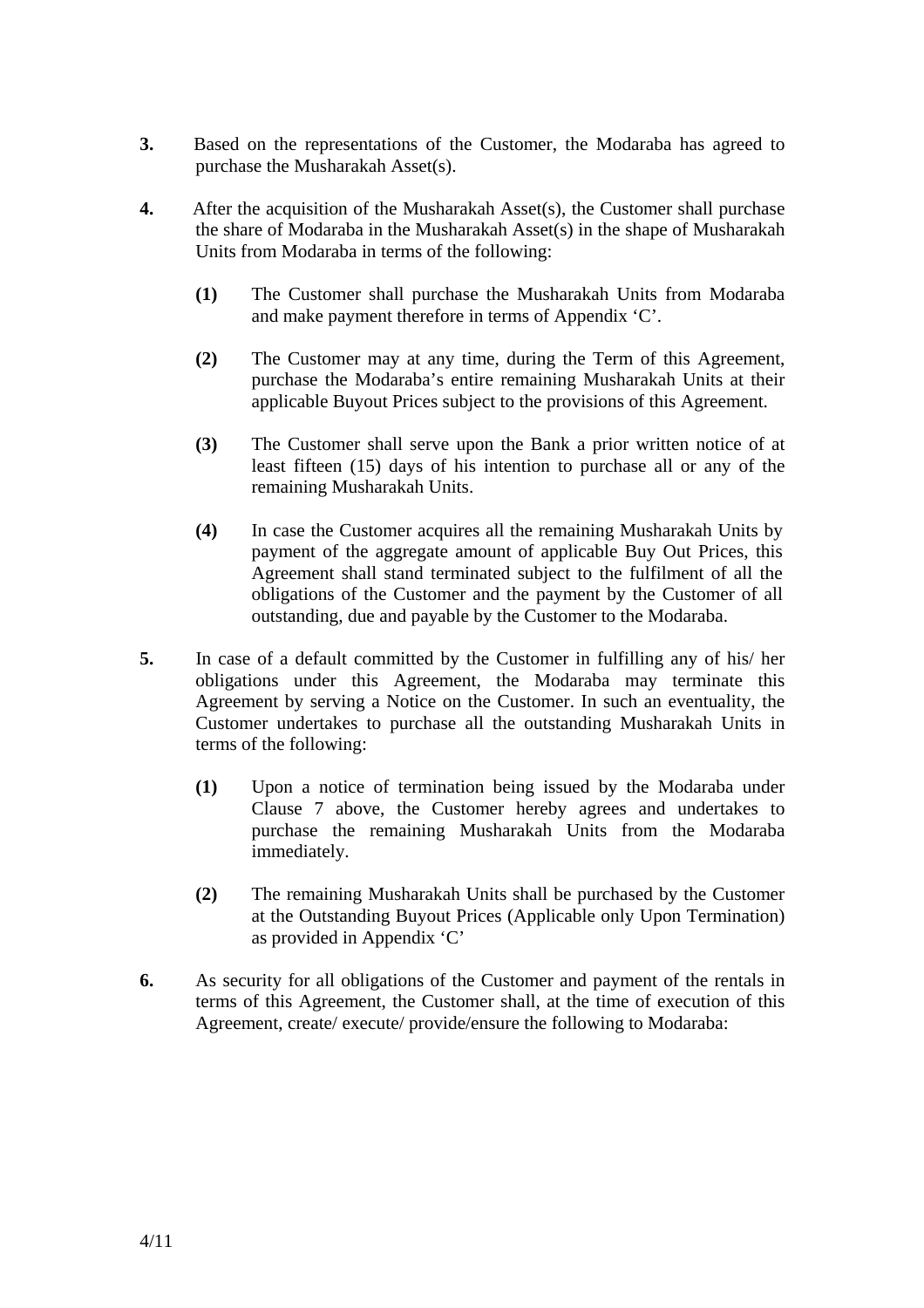**3.** Based on the representations of the Customer, the Modaraba has agreed to purchase the Musharakah Asset(s).

**4.** After the acquisition of the Musharakah Asset(s), the Customer shall purchase the share of Modaraba in the Musharakah Asset(s) in the shape of Musharakah Units from Modaraba in terms of the following:

> **(1)** The Customer shall purchase the Musharakah Units from Modaraba and make payment therefore in terms of Appendix ‘C’.
>
> **(2)** The Customer may at any time, during the Term of this Agreement, purchase the Modaraba’s entire remaining Musharakah Units at their applicable Buyout Prices subject to the provisions of this Agreement.
>
> **(3)** The Customer shall serve upon the Bank a prior written notice of at least fifteen (15) days of his intention to purchase all or any of the remaining Musharakah Units.
>
> **(4)** In case the Customer acquires all the remaining Musharakah Units by payment of the aggregate amount of applicable Buy Out Prices, this Agreement shall stand terminated subject to the fulfilment of all the obligations of the Customer and the payment by the Customer of all outstanding, due and payable by the Customer to the Modaraba.

**5.** In case of a default committed by the Customer in fulfilling any of his/ her obligations under this Agreement, the Modaraba may terminate this Agreement by serving a Notice on the Customer. In such an eventuality, the Customer undertakes to purchase all the outstanding Musharakah Units in terms of the following:

> **(1)** Upon a notice of termination being issued by the Modaraba under Clause 7 above, the Customer hereby agrees and undertakes to purchase the remaining Musharakah Units from the Modaraba immediately.
>
> **(2)** The remaining Musharakah Units shall be purchased by the Customer at the Outstanding Buyout Prices (Applicable only Upon Termination) as provided in Appendix ‘C’

**6.** As security for all obligations of the Customer and payment of the rentals in terms of this Agreement, the Customer shall, at the time of execution of this Agreement, create/ execute/ provide/ensure the following to Modaraba: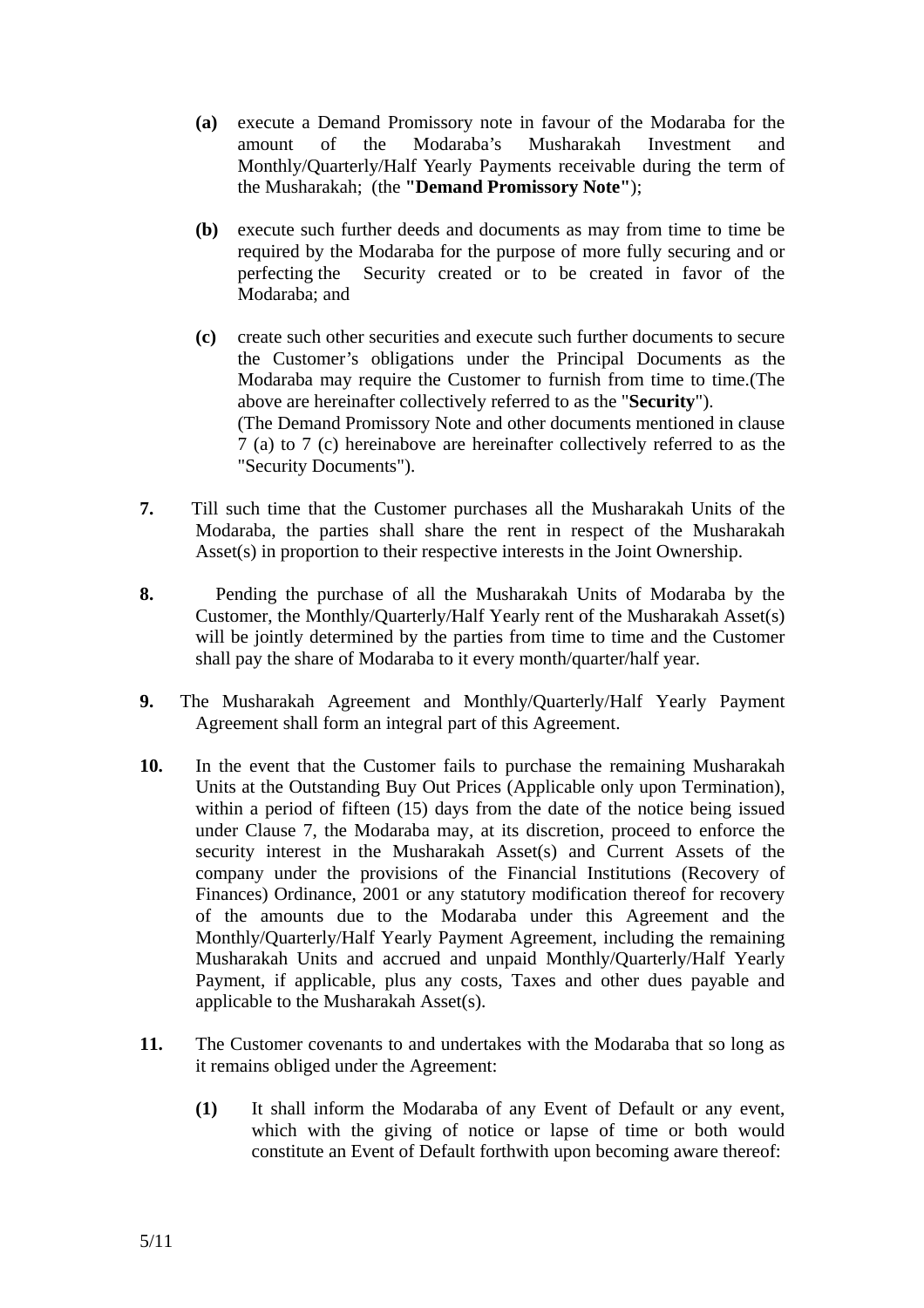**(a)** execute a Demand Promissory note in favour of the Modaraba for the amount of the Modaraba's Musharakah Investment and Monthly/Quarterly/Half Yearly Payments receivable during the term of the Musharakah; (the **"Demand Promissory Note"**);

**(b)** execute such further deeds and documents as may from time to time be required by the Modaraba for the purpose of more fully securing and or perfecting the Security created or to be created in favor of the Modaraba; and

**(c)** create such other securities and execute such further documents to secure the Customer's obligations under the Principal Documents as the Modaraba may require the Customer to furnish from time to time.(The above are hereinafter collectively referred to as the "**Security**").
(The Demand Promissory Note and other documents mentioned in clause 7 (a) to 7 (c) hereinabove are hereinafter collectively referred to as the "Security Documents").

**7.** Till such time that the Customer purchases all the Musharakah Units of the Modaraba, the parties shall share the rent in respect of the Musharakah Asset(s) in proportion to their respective interests in the Joint Ownership.

**8.** Pending the purchase of all the Musharakah Units of Modaraba by the Customer, the Monthly/Quarterly/Half Yearly rent of the Musharakah Asset(s) will be jointly determined by the parties from time to time and the Customer shall pay the share of Modaraba to it every month/quarter/half year.

**9.** The Musharakah Agreement and Monthly/Quarterly/Half Yearly Payment Agreement shall form an integral part of this Agreement.

**10.** In the event that the Customer fails to purchase the remaining Musharakah Units at the Outstanding Buy Out Prices (Applicable only upon Termination), within a period of fifteen (15) days from the date of the notice being issued under Clause 7, the Modaraba may, at its discretion, proceed to enforce the security interest in the Musharakah Asset(s) and Current Assets of the company under the provisions of the Financial Institutions (Recovery of Finances) Ordinance, 2001 or any statutory modification thereof for recovery of the amounts due to the Modaraba under this Agreement and the Monthly/Quarterly/Half Yearly Payment Agreement, including the remaining Musharakah Units and accrued and unpaid Monthly/Quarterly/Half Yearly Payment, if applicable, plus any costs, Taxes and other dues payable and applicable to the Musharakah Asset(s).

**11.** The Customer covenants to and undertakes with the Modaraba that so long as it remains obliged under the Agreement:

**(1)** It shall inform the Modaraba of any Event of Default or any event, which with the giving of notice or lapse of time or both would constitute an Event of Default forthwith upon becoming aware thereof: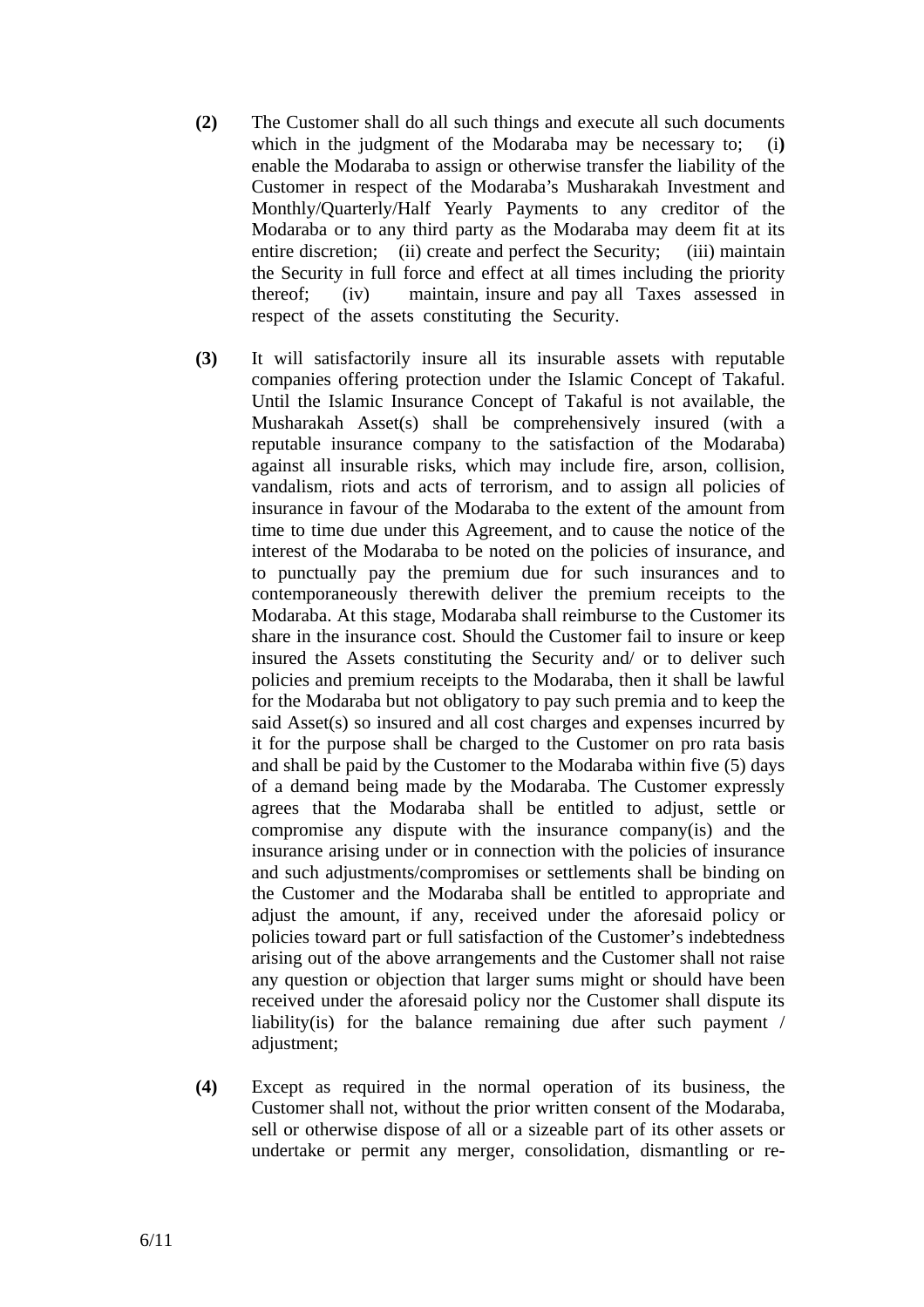**(2)** The Customer shall do all such things and execute all such documents which in the judgment of the Modaraba may be necessary to; (i**)** enable the Modaraba to assign or otherwise transfer the liability of the Customer in respect of the Modaraba's Musharakah Investment and Monthly/Quarterly/Half Yearly Payments to any creditor of the Modaraba or to any third party as the Modaraba may deem fit at its entire discretion; (ii) create and perfect the Security; (iii) maintain the Security in full force and effect at all times including the priority thereof; (iv) maintain, insure and pay all Taxes assessed in respect of the assets constituting the Security.

**(3)** It will satisfactorily insure all its insurable assets with reputable companies offering protection under the Islamic Concept of Takaful. Until the Islamic Insurance Concept of Takaful is not available, the Musharakah Asset(s) shall be comprehensively insured (with a reputable insurance company to the satisfaction of the Modaraba) against all insurable risks, which may include fire, arson, collision, vandalism, riots and acts of terrorism, and to assign all policies of insurance in favour of the Modaraba to the extent of the amount from time to time due under this Agreement, and to cause the notice of the interest of the Modaraba to be noted on the policies of insurance, and to punctually pay the premium due for such insurances and to contemporaneously therewith deliver the premium receipts to the Modaraba. At this stage, Modaraba shall reimburse to the Customer its share in the insurance cost. Should the Customer fail to insure or keep insured the Assets constituting the Security and/ or to deliver such policies and premium receipts to the Modaraba, then it shall be lawful for the Modaraba but not obligatory to pay such premia and to keep the said Asset(s) so insured and all cost charges and expenses incurred by it for the purpose shall be charged to the Customer on pro rata basis and shall be paid by the Customer to the Modaraba within five (5) days of a demand being made by the Modaraba. The Customer expressly agrees that the Modaraba shall be entitled to adjust, settle or compromise any dispute with the insurance company(is) and the insurance arising under or in connection with the policies of insurance and such adjustments/compromises or settlements shall be binding on the Customer and the Modaraba shall be entitled to appropriate and adjust the amount, if any, received under the aforesaid policy or policies toward part or full satisfaction of the Customer's indebtedness arising out of the above arrangements and the Customer shall not raise any question or objection that larger sums might or should have been received under the aforesaid policy nor the Customer shall dispute its liability(is) for the balance remaining due after such payment / adjustment;

**(4)** Except as required in the normal operation of its business, the Customer shall not, without the prior written consent of the Modaraba, sell or otherwise dispose of all or a sizeable part of its other assets or undertake or permit any merger, consolidation, dismantling or re-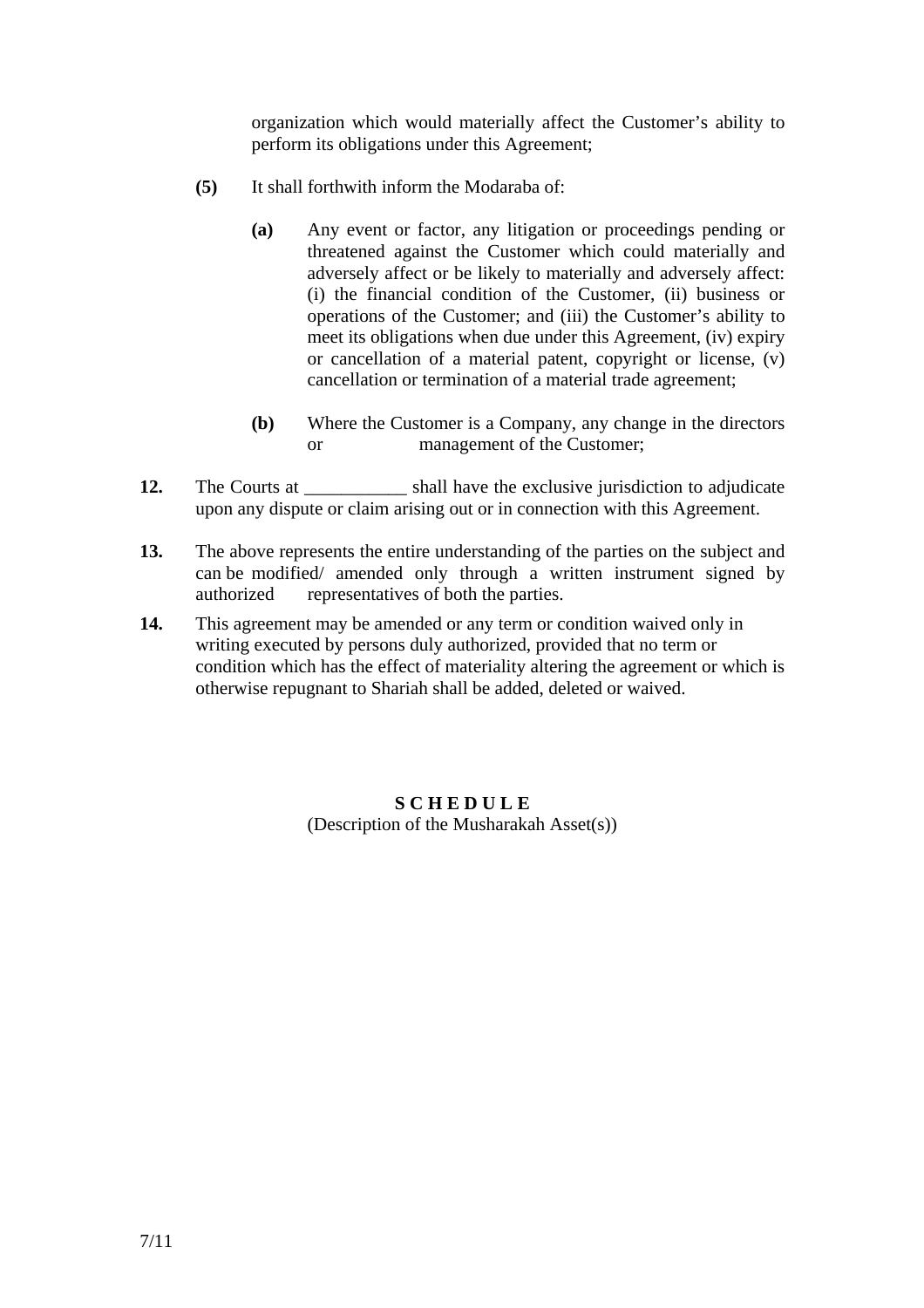organization which would materially affect the Customer's ability to perform its obligations under this Agreement;

**(5)** It shall forthwith inform the Modaraba of:

**(a)** Any event or factor, any litigation or proceedings pending or threatened against the Customer which could materially and adversely affect or be likely to materially and adversely affect: (i) the financial condition of the Customer, (ii) business or operations of the Customer; and (iii) the Customer's ability to meet its obligations when due under this Agreement, (iv) expiry or cancellation of a material patent, copyright or license, (v) cancellation or termination of a material trade agreement;

**(b)** Where the Customer is a Company, any change in the directors or management of the Customer;

**12.** The Courts at ___________ shall have the exclusive jurisdiction to adjudicate upon any dispute or claim arising out or in connection with this Agreement.

**13.** The above represents the entire understanding of the parties on the subject and can be modified/ amended only through a written instrument signed by authorized representatives of both the parties.

**14.** This agreement may be amended or any term or condition waived only in writing executed by persons duly authorized, provided that no term or condition which has the effect of materiality altering the agreement or which is otherwise repugnant to Shariah shall be added, deleted or waived.

**S C H E D U L E**

(Description of the Musharakah Asset(s))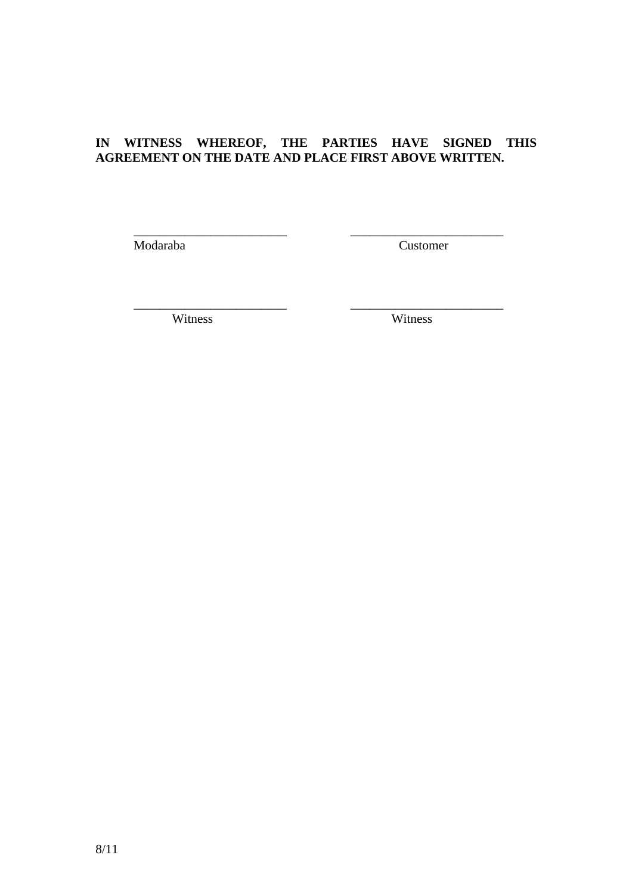**IN WITNESS WHEREOF, THE PARTIES HAVE SIGNED THIS AGREEMENT ON THE DATE AND PLACE FIRST ABOVE WRITTEN.**

| ________________________ | ________________________ |
| --- | --- |
| Modaraba | Customer |
| ________________________ | ________________________ |
| Witness | Witness |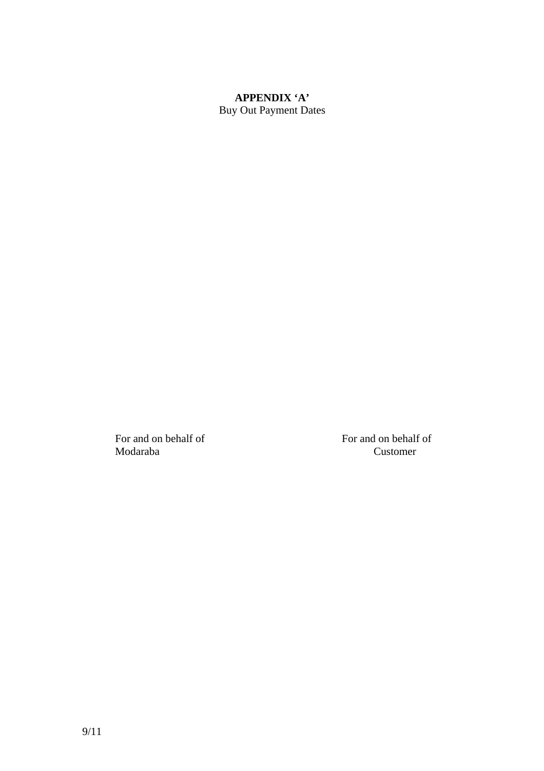**APPENDIX 'A'**

Buy Out Payment Dates

| For and on behalf of | For and on behalf of |
|---|---|
| Modaraba | Customer |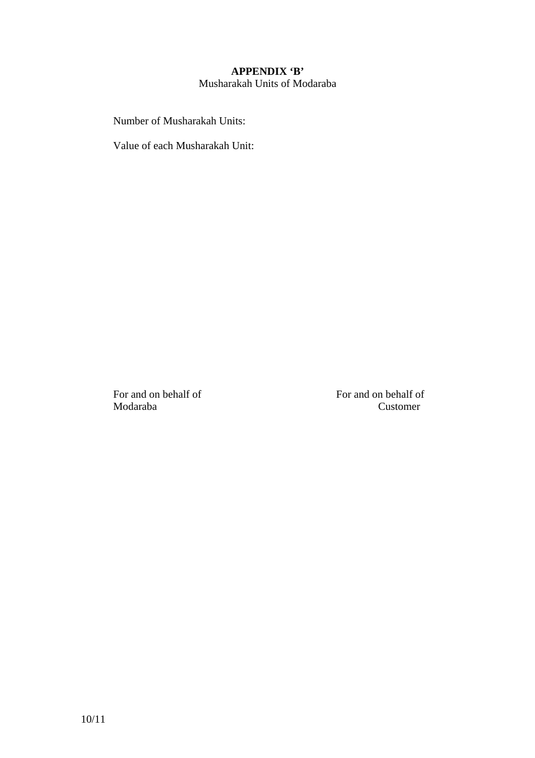**APPENDIX 'B'**

Musharakah Units of Modaraba

Number of Musharakah Units:

Value of each Musharakah Unit:

For and on behalf of
Modaraba

For and on behalf of
Customer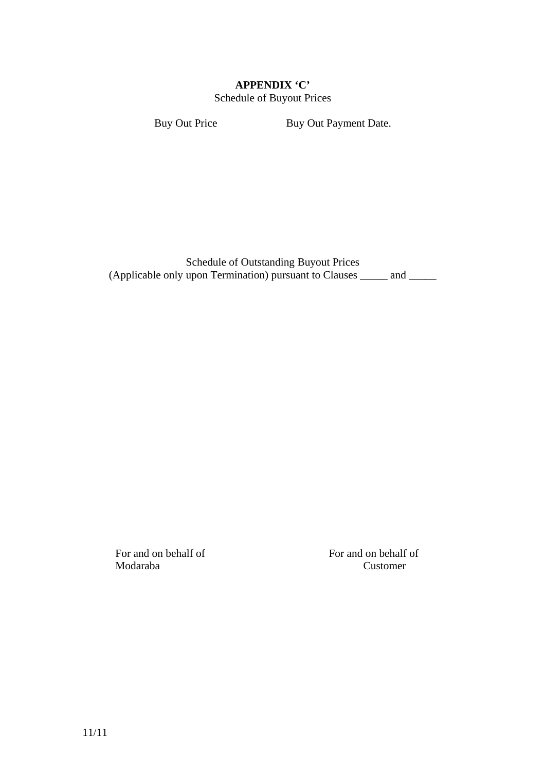**APPENDIX 'C'**

Schedule of Buyout Prices

| Buy Out Price | Buy Out Payment Date. |
|---|---|

Schedule of Outstanding Buyout Prices
(Applicable only upon Termination) pursuant to Clauses _____ and _____

For and on behalf of
Modaraba

For and on behalf of
Customer